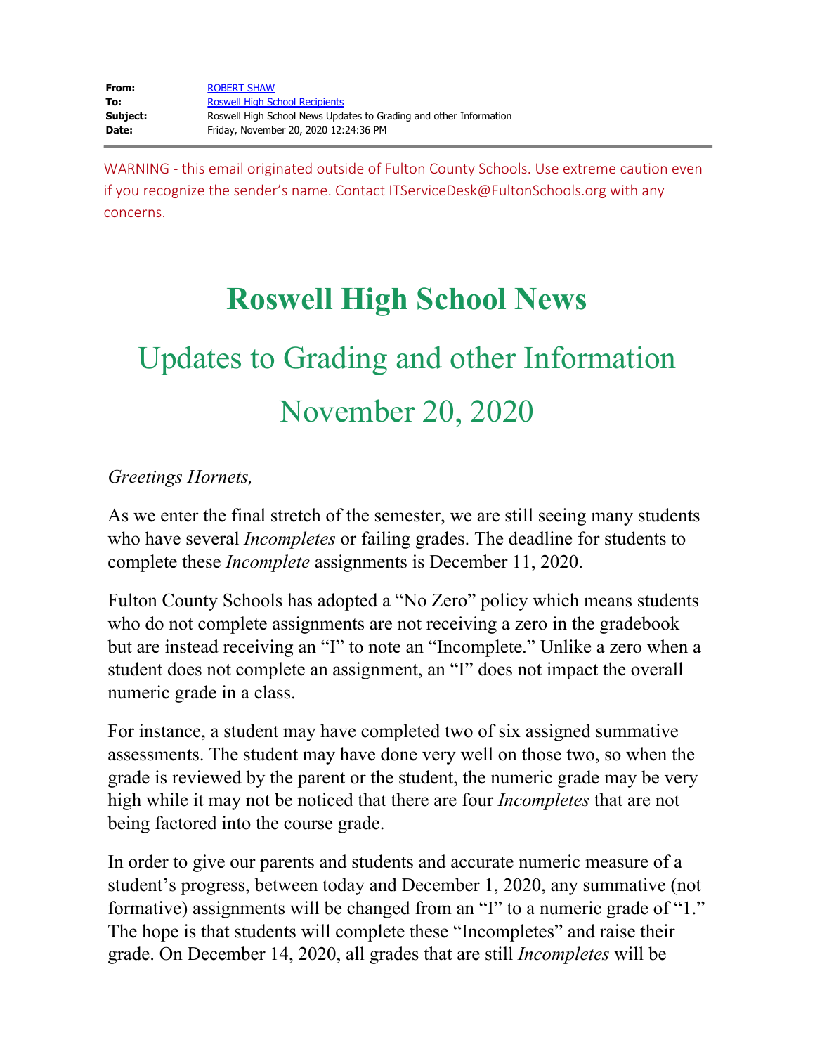| | |
|---|---|
| **From:** | ROBERT SHAW |
| **To:** | Roswell High School Recipients |
| **Subject:** | Roswell High School News Updates to Grading and other Information |
| **Date:** | Friday, November 20, 2020 12:24:36 PM |

WARNING - this email originated outside of Fulton County Schools. Use extreme caution even if you recognize the sender's name. Contact ITServiceDesk@FultonSchools.org with any concerns.

# Roswell High School News

## Updates to Grading and other Information

## November 20, 2020

*Greetings Hornets,*

As we enter the final stretch of the semester, we are still seeing many students who have several *Incompletes* or failing grades. The deadline for students to complete these *Incomplete* assignments is December 11, 2020.

Fulton County Schools has adopted a "No Zero" policy which means students who do not complete assignments are not receiving a zero in the gradebook but are instead receiving an "I" to note an "Incomplete." Unlike a zero when a student does not complete an assignment, an "I" does not impact the overall numeric grade in a class.

For instance, a student may have completed two of six assigned summative assessments. The student may have done very well on those two, so when the grade is reviewed by the parent or the student, the numeric grade may be very high while it may not be noticed that there are four *Incompletes* that are not being factored into the course grade.

In order to give our parents and students and accurate numeric measure of a student's progress, between today and December 1, 2020, any summative (not formative) assignments will be changed from an "I" to a numeric grade of "1." The hope is that students will complete these "Incompletes" and raise their grade. On December 14, 2020, all grades that are still *Incompletes* will be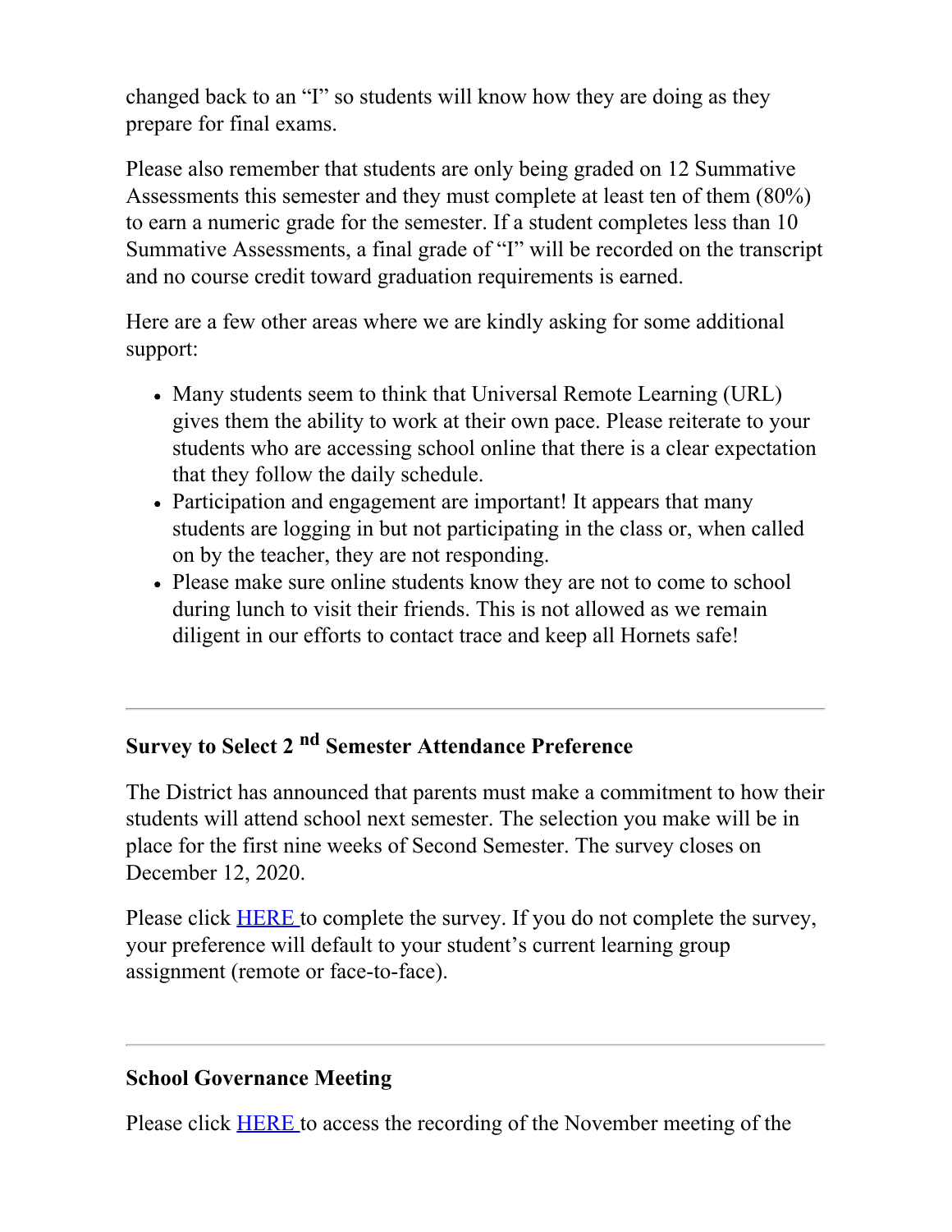changed back to an "I" so students will know how they are doing as they prepare for final exams.

Please also remember that students are only being graded on 12 Summative Assessments this semester and they must complete at least ten of them (80%) to earn a numeric grade for the semester. If a student completes less than 10 Summative Assessments, a final grade of "I" will be recorded on the transcript and no course credit toward graduation requirements is earned.

Here are a few other areas where we are kindly asking for some additional support:

- Many students seem to think that Universal Remote Learning (URL) gives them the ability to work at their own pace. Please reiterate to your students who are accessing school online that there is a clear expectation that they follow the daily schedule.
- Participation and engagement are important! It appears that many students are logging in but not participating in the class or, when called on by the teacher, they are not responding.
- Please make sure online students know they are not to come to school during lunch to visit their friends. This is not allowed as we remain diligent in our efforts to contact trace and keep all Hornets safe!

---

### Survey to Select 2nd Semester Attendance Preference

The District has announced that parents must make a commitment to how their students will attend school next semester. The selection you make will be in place for the first nine weeks of Second Semester. The survey closes on December 12, 2020.

Please click HERE to complete the survey. If you do not complete the survey, your preference will default to your student's current learning group assignment (remote or face-to-face).

---

### School Governance Meeting

Please click HERE to access the recording of the November meeting of the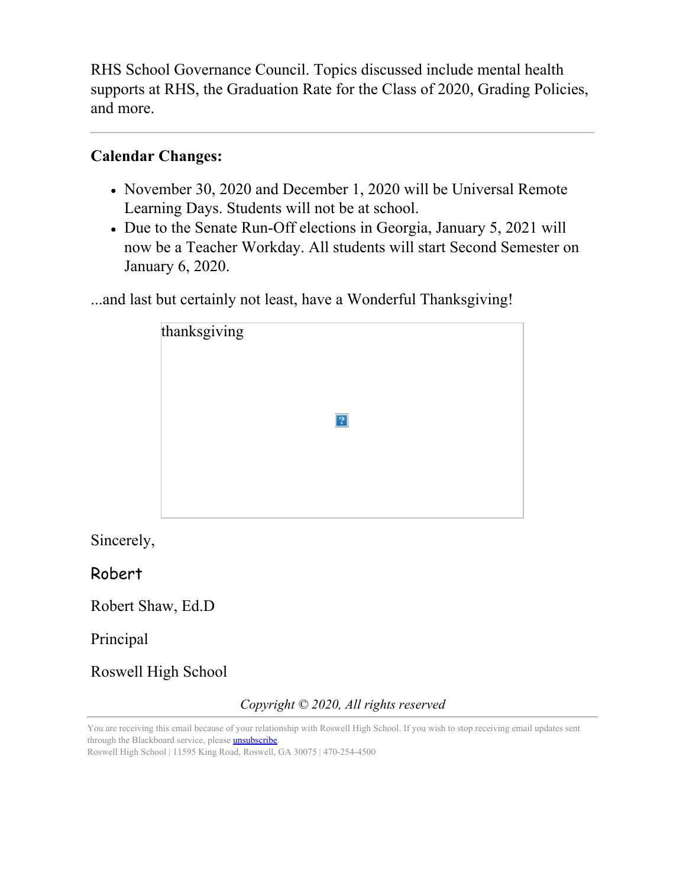RHS School Governance Council. Topics discussed include mental health supports at RHS, the Graduation Rate for the Class of 2020, Grading Policies, and more.

---

**Calendar Changes:**

- November 30, 2020 and December 1, 2020 will be Universal Remote Learning Days. Students will not be at school.
- Due to the Senate Run-Off elections in Georgia, January 5, 2021 will now be a Teacher Workday. All students will start Second Semester on January 6, 2020.

...and last but certainly not least, have a Wonderful Thanksgiving!

thanksgiving

Sincerely,

Robert

Robert Shaw, Ed.D

Principal

Roswell High School

*Copyright © 2020, All rights reserved*

---

You are receiving this email because of your relationship with Roswell High School. If you wish to stop receiving email updates sent through the Blackboard service, please unsubscribe.

Roswell High School | 11595 King Road, Roswell, GA 30075 | 470-254-4500